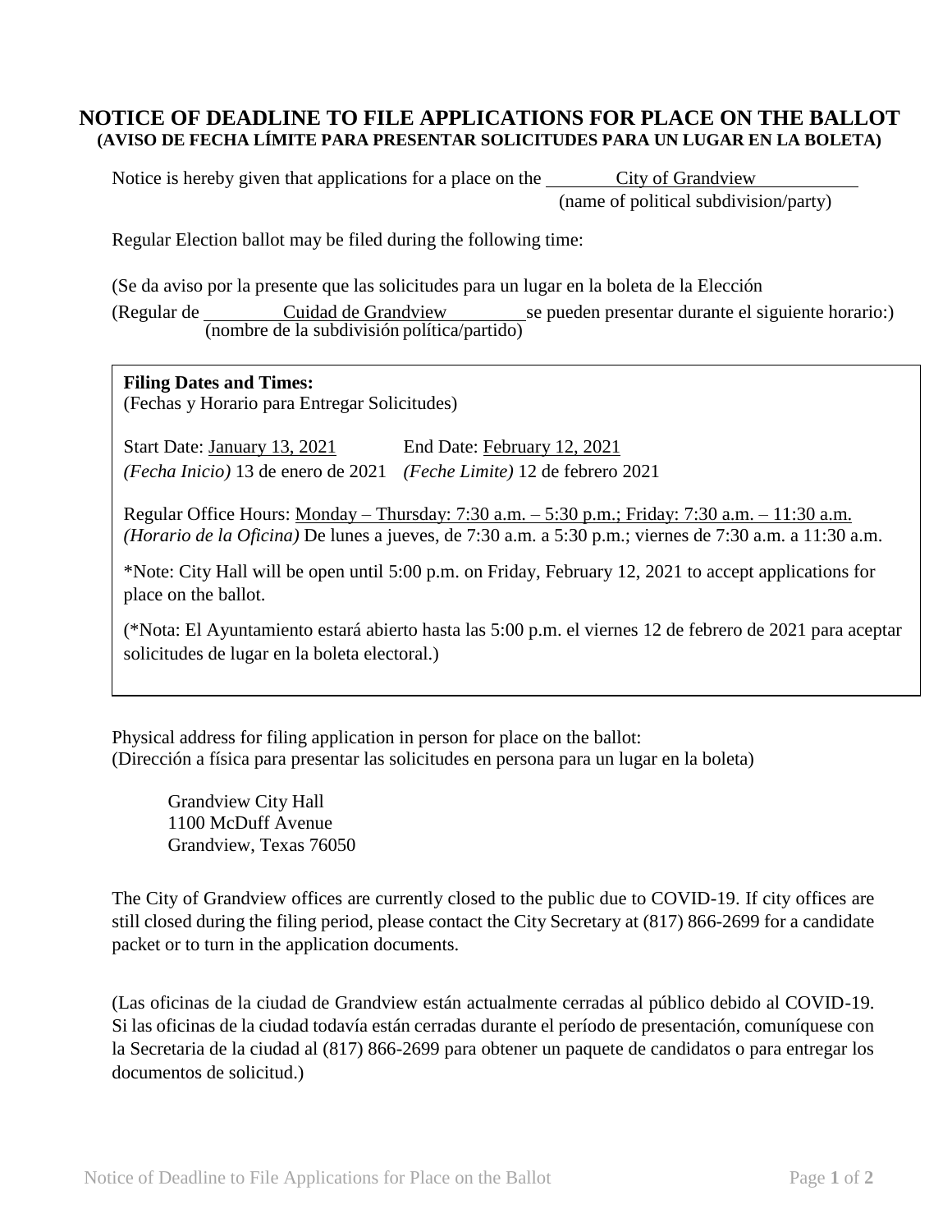# NOTICE OF DEADLINE TO FILE APPLICATIONS FOR PLACE ON THE BALLOT

**(AVISO DE FECHA LÍMITE PARA PRESENTAR SOLICITUDES PARA UN LUGAR EN LA BOLETA)**

Notice is hereby given that applications for a place on the City of Grandview
(name of political subdivision/party)

Regular Election ballot may be filed during the following time:

(Se da aviso por la presente que las solicitudes para un lugar en la boleta de la Elección

(Regular de Cuidad de Grandview se pueden presentar durante el siguiente horario:)
(nombre de la subdivisión política/partido)

**Filing Dates and Times:**
(Fechas y Horario para Entregar Solicitudes)

Start Date: January 13, 2021 End Date: February 12, 2021
*(Fecha Inicio)* 13 de enero de 2021 *(Feche Limite)* 12 de febrero 2021

Regular Office Hours: Monday – Thursday: 7:30 a.m. – 5:30 p.m.; Friday: 7:30 a.m. – 11:30 a.m.
*(Horario de la Oficina)* De lunes a jueves, de 7:30 a.m. a 5:30 p.m.; viernes de 7:30 a.m. a 11:30 a.m.

*Note: City Hall will be open until 5:00 p.m. on Friday, February 12, 2021 to accept applications for place on the ballot.

(*Nota: El Ayuntamiento estará abierto hasta las 5:00 p.m. el viernes 12 de febrero de 2021 para aceptar solicitudes de lugar en la boleta electoral.)

Physical address for filing application in person for place on the ballot:
(Dirección a física para presentar las solicitudes en persona para un lugar en la boleta)

Grandview City Hall
1100 McDuff Avenue
Grandview, Texas 76050

The City of Grandview offices are currently closed to the public due to COVID-19. If city offices are still closed during the filing period, please contact the City Secretary at (817) 866-2699 for a candidate packet or to turn in the application documents.

(Las oficinas de la ciudad de Grandview están actualmente cerradas al público debido al COVID-19. Si las oficinas de la ciudad todavía están cerradas durante el período de presentación, comuníquese con la Secretaria de la ciudad al (817) 866-2699 para obtener un paquete de candidatos o para entregar los documentos de solicitud.)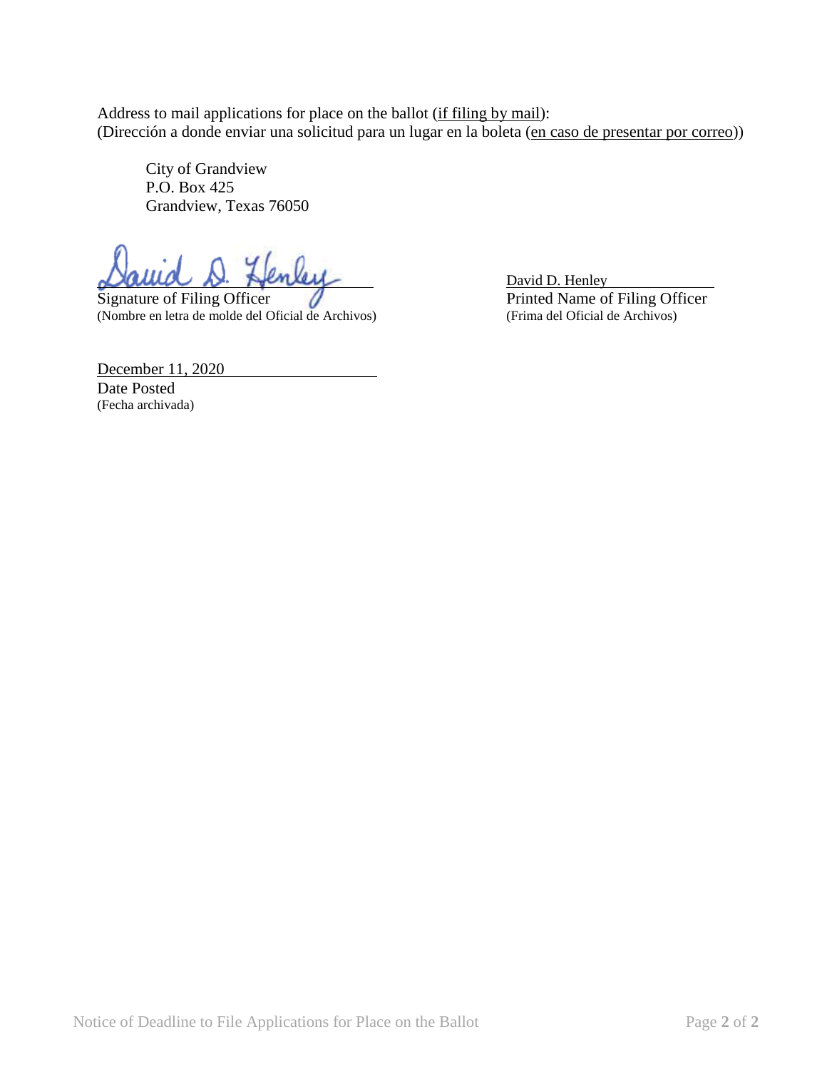Address to mail applications for place on the ballot (if filing by mail):
(Dirección a donde enviar una solicitud para un lugar en la boleta (en caso de presentar por correo))

City of Grandview
P.O. Box 425
Grandview, Texas 76050

David D. Henley
Signature of Filing Officer
(Nombre en letra de molde del Oficial de Archivos)

David D. Henley
Printed Name of Filing Officer
(Frima del Oficial de Archivos)

December 11, 2020
Date Posted
(Fecha archivada)